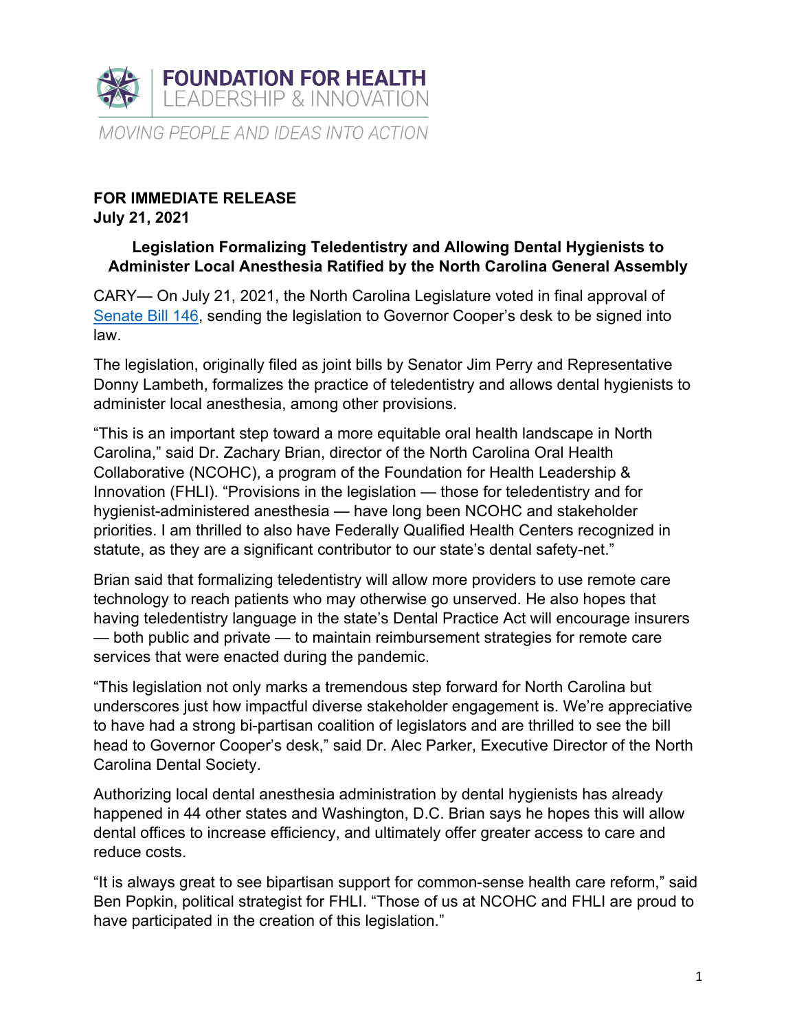FOUNDATION FOR HEALTH
LEADERSHIP & INNOVATION

*MOVING PEOPLE AND IDEAS INTO ACTION*

**FOR IMMEDIATE RELEASE**
**July 21, 2021**

**Legislation Formalizing Teledentistry and Allowing Dental Hygienists to Administer Local Anesthesia Ratified by the North Carolina General Assembly**

CARY— On July 21, 2021, the North Carolina Legislature voted in final approval of [Senate Bill 146](), sending the legislation to Governor Cooper's desk to be signed into law.

The legislation, originally filed as joint bills by Senator Jim Perry and Representative Donny Lambeth, formalizes the practice of teledentistry and allows dental hygienists to administer local anesthesia, among other provisions.

"This is an important step toward a more equitable oral health landscape in North Carolina," said Dr. Zachary Brian, director of the North Carolina Oral Health Collaborative (NCOHC), a program of the Foundation for Health Leadership & Innovation (FHLI). "Provisions in the legislation — those for teledentistry and for hygienist-administered anesthesia — have long been NCOHC and stakeholder priorities. I am thrilled to also have Federally Qualified Health Centers recognized in statute, as they are a significant contributor to our state's dental safety-net."

Brian said that formalizing teledentistry will allow more providers to use remote care technology to reach patients who may otherwise go unserved. He also hopes that having teledentistry language in the state's Dental Practice Act will encourage insurers — both public and private — to maintain reimbursement strategies for remote care services that were enacted during the pandemic.

"This legislation not only marks a tremendous step forward for North Carolina but underscores just how impactful diverse stakeholder engagement is. We're appreciative to have had a strong bi-partisan coalition of legislators and are thrilled to see the bill head to Governor Cooper's desk," said Dr. Alec Parker, Executive Director of the North Carolina Dental Society.

Authorizing local dental anesthesia administration by dental hygienists has already happened in 44 other states and Washington, D.C. Brian says he hopes this will allow dental offices to increase efficiency, and ultimately offer greater access to care and reduce costs.

"It is always great to see bipartisan support for common-sense health care reform," said Ben Popkin, political strategist for FHLI. "Those of us at NCOHC and FHLI are proud to have participated in the creation of this legislation."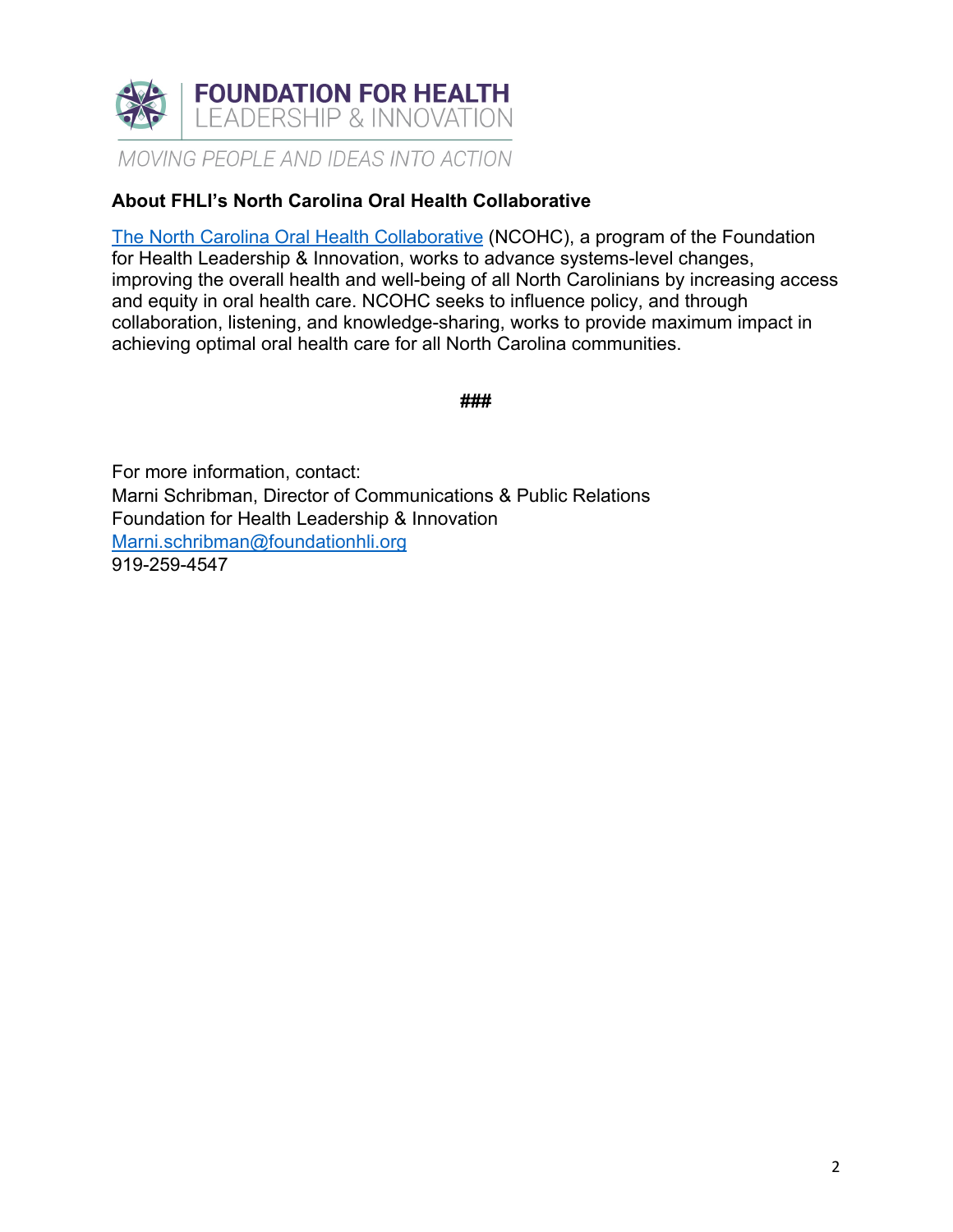FOUNDATION FOR HEALTH LEADERSHIP & INNOVATION

*MOVING PEOPLE AND IDEAS INTO ACTION*

**About FHLI's North Carolina Oral Health Collaborative**

The North Carolina Oral Health Collaborative (NCOHC), a program of the Foundation for Health Leadership & Innovation, works to advance systems-level changes, improving the overall health and well-being of all North Carolinians by increasing access and equity in oral health care. NCOHC seeks to influence policy, and through collaboration, listening, and knowledge-sharing, works to provide maximum impact in achieving optimal oral health care for all North Carolina communities.

**###**

For more information, contact:
Marni Schribman, Director of Communications & Public Relations
Foundation for Health Leadership & Innovation
Marni.schribman@foundationhli.org
919-259-4547